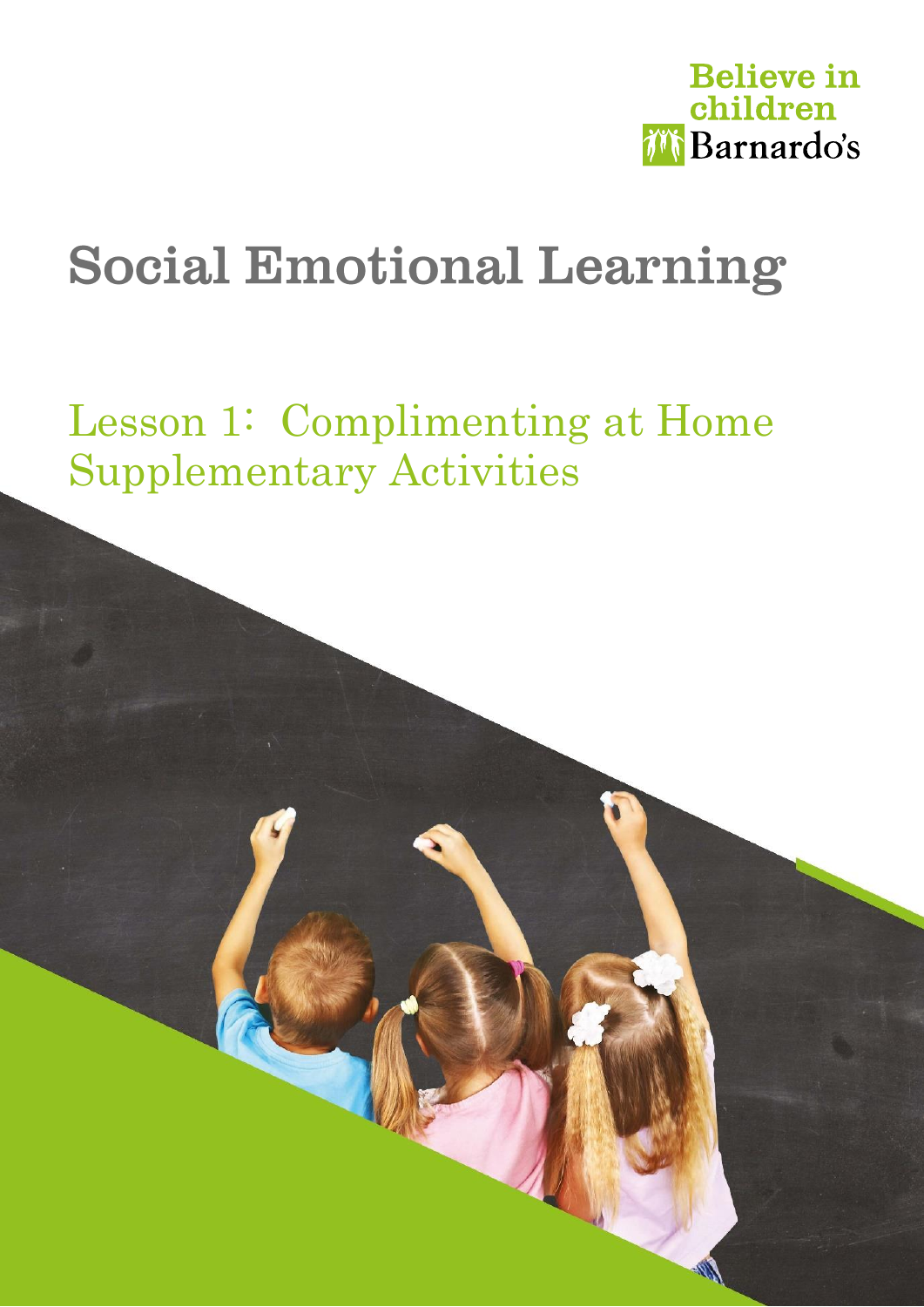Believe in children

Barnardo's

# Social Emotional Learning

## Lesson 1: Complimenting at Home Supplementary Activities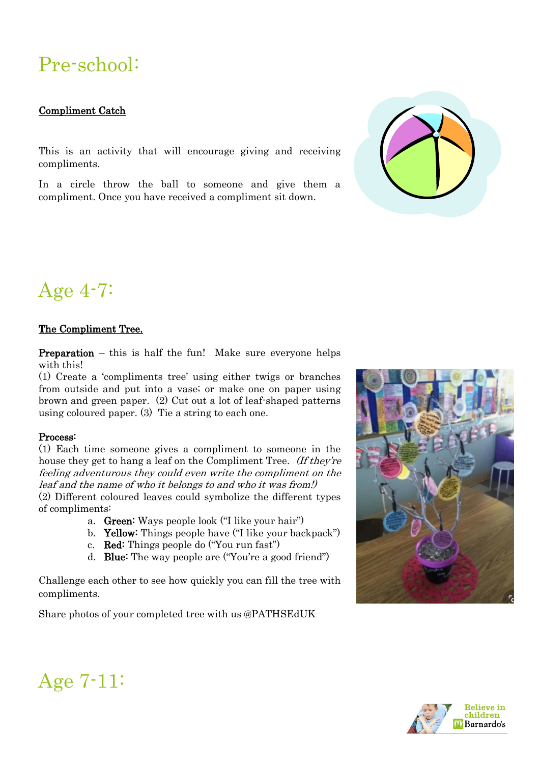# Pre-school:

## Compliment Catch

This is an activity that will encourage giving and receiving compliments.

In a circle throw the ball to someone and give them a compliment. Once you have received a compliment sit down.

# Age 4-7:

## The Compliment Tree.

**Preparation** – this is half the fun! Make sure everyone helps with this!

(1) Create a 'compliments tree' using either twigs or branches from outside and put into a vase; or make one on paper using brown and green paper. (2) Cut out a lot of leaf-shaped patterns using coloured paper. (3) Tie a string to each one.

**Process:**

(1) Each time someone gives a compliment to someone in the house they get to hang a leaf on the Compliment Tree. *(If they're feeling adventurous they could even write the compliment on the leaf and the name of who it belongs to and who it was from!)*

(2) Different coloured leaves could symbolize the different types of compliments:

a. **Green:** Ways people look ("I like your hair")
b. **Yellow:** Things people have ("I like your backpack")
c. **Red:** Things people do ("You run fast")
d. **Blue:** The way people are ("You're a good friend")

Challenge each other to see how quickly you can fill the tree with compliments.

Share photos of your completed tree with us @PATHSEdUK

# Age 7-11:

Believe in children Barnardo's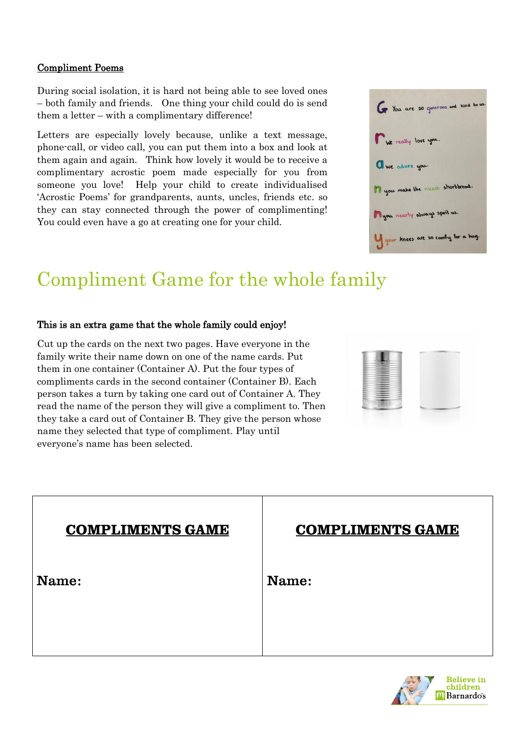**Compliment Poems**

During social isolation, it is hard not being able to see loved ones – both family and friends. One thing your child could do is send them a letter – with a complimentary difference!

Letters are especially lovely because, unlike a text message, phone-call, or video call, you can put them into a box and look at them again and again. Think how lovely it would be to receive a complimentary acrostic poem made especially for you from someone you love! Help your child to create individualised 'Acrostic Poems' for grandparents, aunts, uncles, friends etc. so they can stay connected through the power of complimenting! You could even have a go at creating one for your child.

# Compliment Game for the whole family

**This is an extra game that the whole family could enjoy!**

Cut up the cards on the next two pages. Have everyone in the family write their name down on one of the name cards. Put them in one container (Container A). Put the four types of compliments cards in the second container (Container B). Each person takes a turn by taking one card out of Container A. They read the name of the person they will give a compliment to. Then they take a card out of Container B. They give the person whose name they selected that type of compliment. Play until everyone's name has been selected.

| **COMPLIMENTS GAME** | **COMPLIMENTS GAME** |
|---|---|
| **Name:** | **Name:** |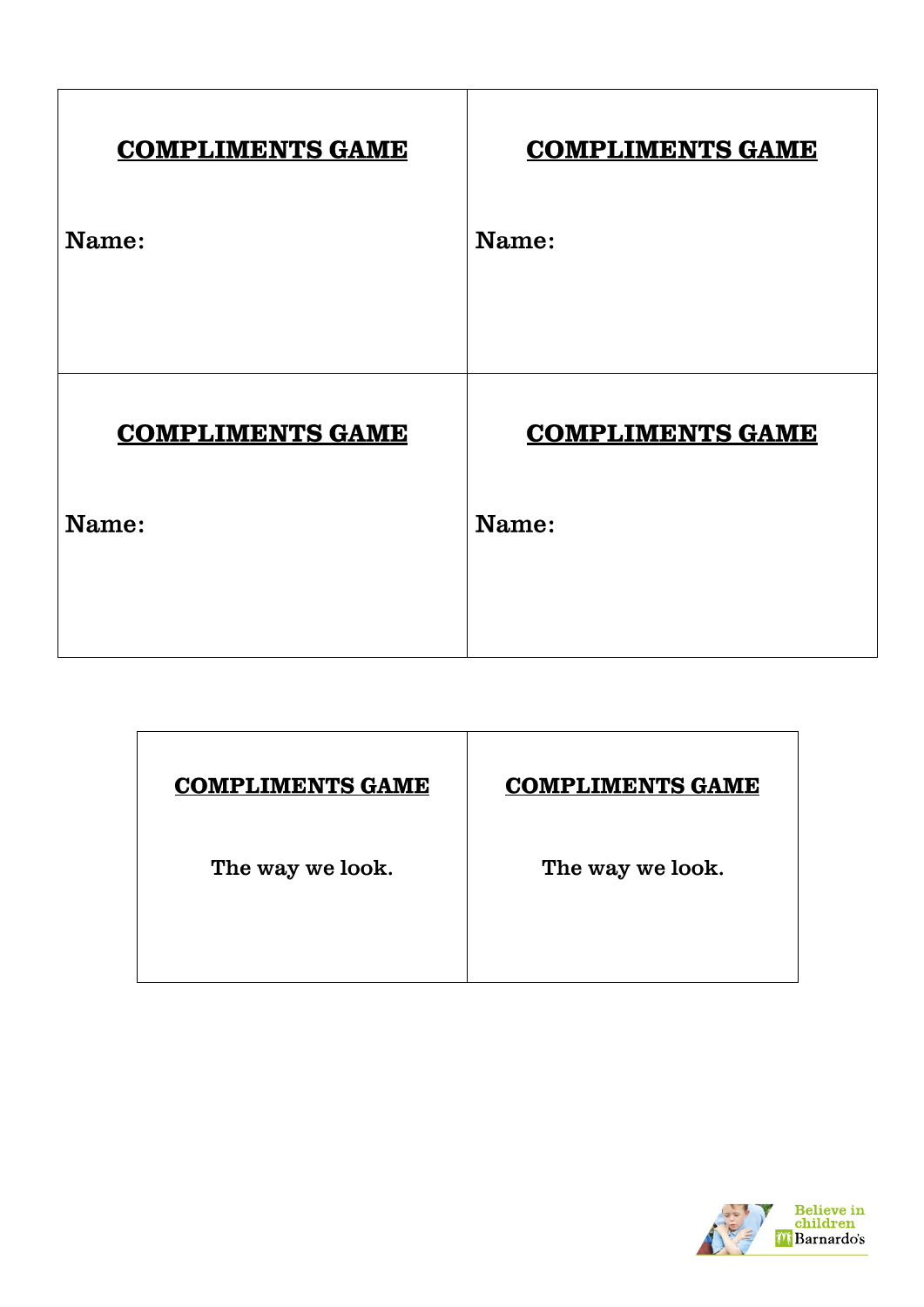| **COMPLIMENTS GAME**<br><br>Name: | **COMPLIMENTS GAME**<br><br>Name: |
|---|---|
| **COMPLIMENTS GAME**<br><br>Name: | **COMPLIMENTS GAME**<br><br>Name: |

| **COMPLIMENTS GAME**<br><br>The way we look. | **COMPLIMENTS GAME**<br><br>The way we look. |
|---|---|

Believe in children Barnardo's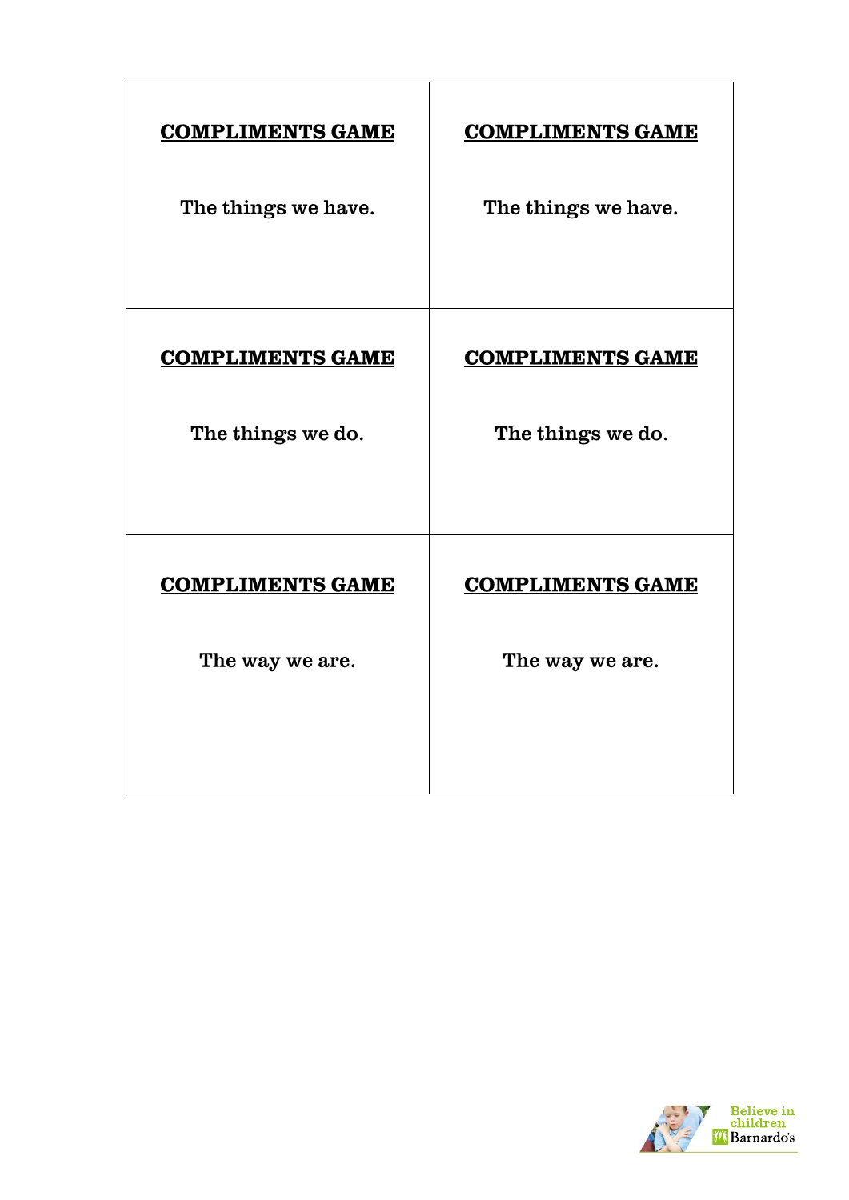| | |
|---|---|
| **COMPLIMENTS GAME**<br><br>The things we have. | **COMPLIMENTS GAME**<br><br>The things we have. |
| **COMPLIMENTS GAME**<br><br>The things we do. | **COMPLIMENTS GAME**<br><br>The things we do. |
| **COMPLIMENTS GAME**<br><br>The way we are. | **COMPLIMENTS GAME**<br><br>The way we are. |

Believe in children
Barnardo's